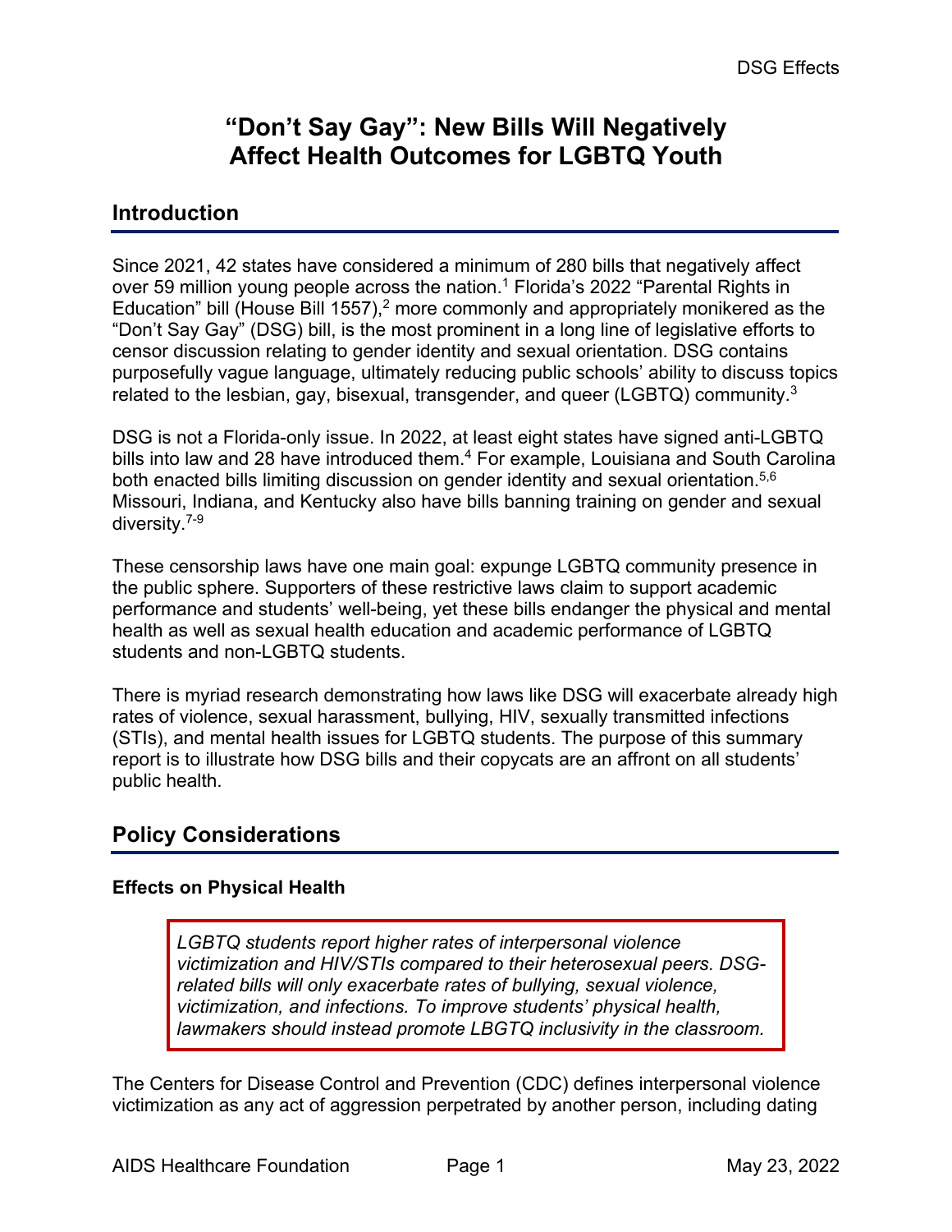# "Don't Say Gay": New Bills Will Negatively Affect Health Outcomes for LGBTQ Youth

## Introduction

Since 2021, 42 states have considered a minimum of 280 bills that negatively affect over 59 million young people across the nation.[1] Florida's 2022 "Parental Rights in Education" bill (House Bill 1557),[2] more commonly and appropriately monikered as the "Don't Say Gay" (DSG) bill, is the most prominent in a long line of legislative efforts to censor discussion relating to gender identity and sexual orientation. DSG contains purposefully vague language, ultimately reducing public schools' ability to discuss topics related to the lesbian, gay, bisexual, transgender, and queer (LGBTQ) community.[3]

DSG is not a Florida-only issue. In 2022, at least eight states have signed anti-LGBTQ bills into law and 28 have introduced them.[4] For example, Louisiana and South Carolina both enacted bills limiting discussion on gender identity and sexual orientation.[5,6] Missouri, Indiana, and Kentucky also have bills banning training on gender and sexual diversity.[7-9]

These censorship laws have one main goal: expunge LGBTQ community presence in the public sphere. Supporters of these restrictive laws claim to support academic performance and students' well-being, yet these bills endanger the physical and mental health as well as sexual health education and academic performance of LGBTQ students and non-LGBTQ students.

There is myriad research demonstrating how laws like DSG will exacerbate already high rates of violence, sexual harassment, bullying, HIV, sexually transmitted infections (STIs), and mental health issues for LGBTQ students. The purpose of this summary report is to illustrate how DSG bills and their copycats are an affront on all students' public health.

## Policy Considerations

### Effects on Physical Health

> *LGBTQ students report higher rates of interpersonal violence victimization and HIV/STIs compared to their heterosexual peers. DSG-related bills will only exacerbate rates of bullying, sexual violence, victimization, and infections. To improve students' physical health, lawmakers should instead promote LBGTQ inclusivity in the classroom.*

The Centers for Disease Control and Prevention (CDC) defines interpersonal violence victimization as any act of aggression perpetrated by another person, including dating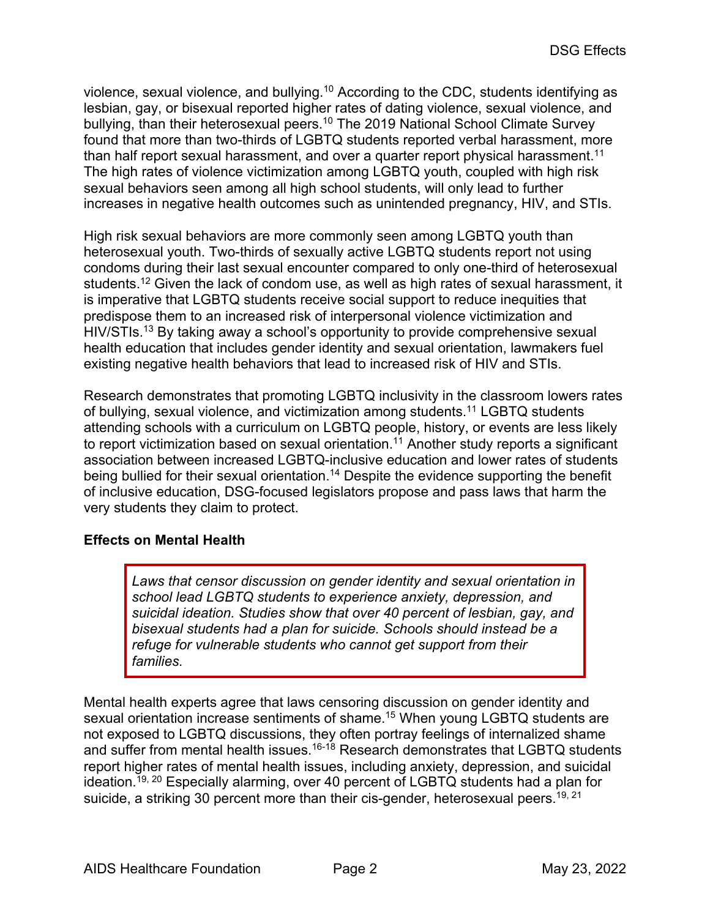violence, sexual violence, and bullying.[10] According to the CDC, students identifying as lesbian, gay, or bisexual reported higher rates of dating violence, sexual violence, and bullying, than their heterosexual peers.[10] The 2019 National School Climate Survey found that more than two-thirds of LGBTQ students reported verbal harassment, more than half report sexual harassment, and over a quarter report physical harassment.[11] The high rates of violence victimization among LGBTQ youth, coupled with high risk sexual behaviors seen among all high school students, will only lead to further increases in negative health outcomes such as unintended pregnancy, HIV, and STIs.

High risk sexual behaviors are more commonly seen among LGBTQ youth than heterosexual youth. Two-thirds of sexually active LGBTQ students report not using condoms during their last sexual encounter compared to only one-third of heterosexual students.[12] Given the lack of condom use, as well as high rates of sexual harassment, it is imperative that LGBTQ students receive social support to reduce inequities that predispose them to an increased risk of interpersonal violence victimization and HIV/STIs.[13] By taking away a school's opportunity to provide comprehensive sexual health education that includes gender identity and sexual orientation, lawmakers fuel existing negative health behaviors that lead to increased risk of HIV and STIs.

Research demonstrates that promoting LGBTQ inclusivity in the classroom lowers rates of bullying, sexual violence, and victimization among students.[11] LGBTQ students attending schools with a curriculum on LGBTQ people, history, or events are less likely to report victimization based on sexual orientation.[11] Another study reports a significant association between increased LGBTQ-inclusive education and lower rates of students being bullied for their sexual orientation.[14] Despite the evidence supporting the benefit of inclusive education, DSG-focused legislators propose and pass laws that harm the very students they claim to protect.

**Effects on Mental Health**

> *Laws that censor discussion on gender identity and sexual orientation in school lead LGBTQ students to experience anxiety, depression, and suicidal ideation. Studies show that over 40 percent of lesbian, gay, and bisexual students had a plan for suicide. Schools should instead be a refuge for vulnerable students who cannot get support from their families.*

Mental health experts agree that laws censoring discussion on gender identity and sexual orientation increase sentiments of shame.[15] When young LGBTQ students are not exposed to LGBTQ discussions, they often portray feelings of internalized shame and suffer from mental health issues.[16-18] Research demonstrates that LGBTQ students report higher rates of mental health issues, including anxiety, depression, and suicidal ideation.[19, 20] Especially alarming, over 40 percent of LGBTQ students had a plan for suicide, a striking 30 percent more than their cis-gender, heterosexual peers.[19, 21]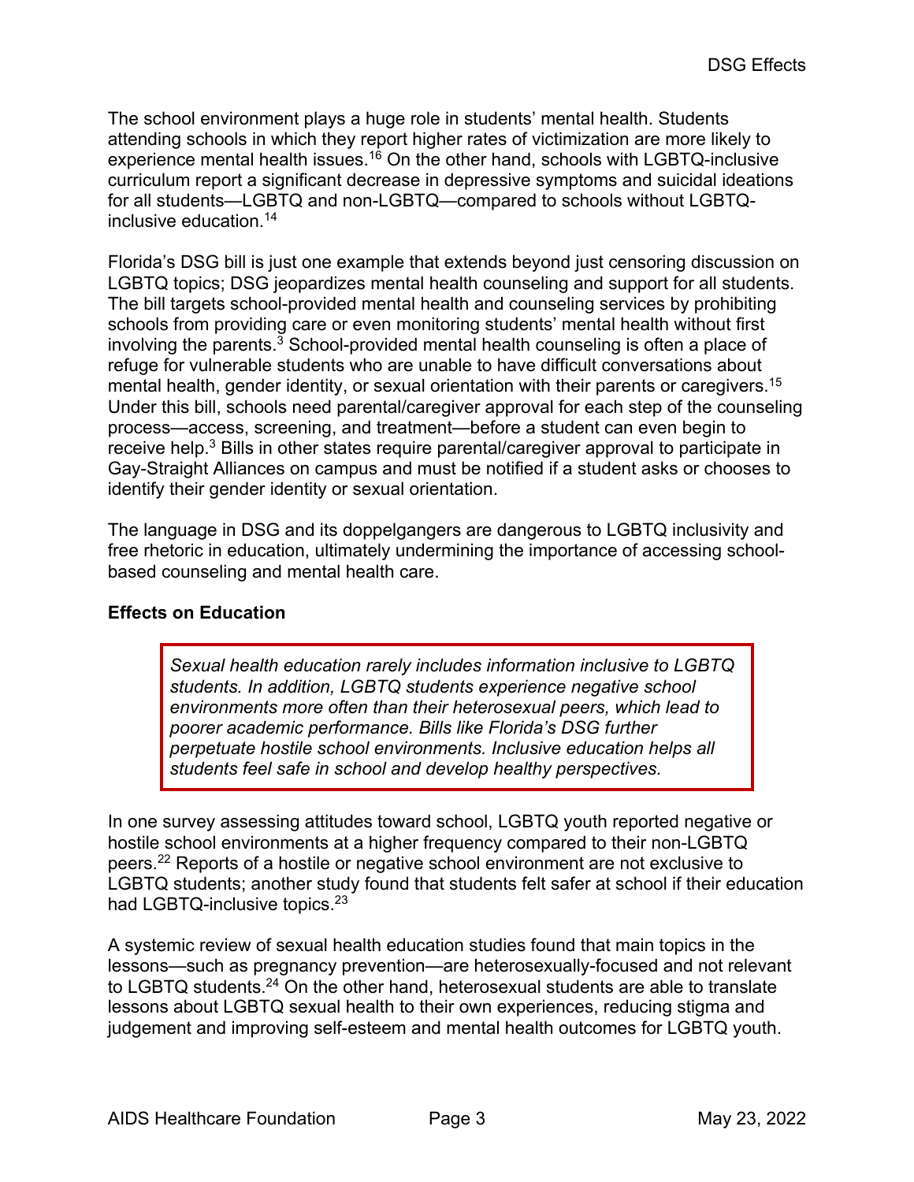The school environment plays a huge role in students' mental health. Students attending schools in which they report higher rates of victimization are more likely to experience mental health issues.[16] On the other hand, schools with LGBTQ-inclusive curriculum report a significant decrease in depressive symptoms and suicidal ideations for all students—LGBTQ and non-LGBTQ—compared to schools without LGBTQ-inclusive education.[14]

Florida's DSG bill is just one example that extends beyond just censoring discussion on LGBTQ topics; DSG jeopardizes mental health counseling and support for all students. The bill targets school-provided mental health and counseling services by prohibiting schools from providing care or even monitoring students' mental health without first involving the parents.[3] School-provided mental health counseling is often a place of refuge for vulnerable students who are unable to have difficult conversations about mental health, gender identity, or sexual orientation with their parents or caregivers.[15] Under this bill, schools need parental/caregiver approval for each step of the counseling process—access, screening, and treatment—before a student can even begin to receive help.[3] Bills in other states require parental/caregiver approval to participate in Gay-Straight Alliances on campus and must be notified if a student asks or chooses to identify their gender identity or sexual orientation.

The language in DSG and its doppelgangers are dangerous to LGBTQ inclusivity and free rhetoric in education, ultimately undermining the importance of accessing school-based counseling and mental health care.

**Effects on Education**

> *Sexual health education rarely includes information inclusive to LGBTQ students. In addition, LGBTQ students experience negative school environments more often than their heterosexual peers, which lead to poorer academic performance. Bills like Florida's DSG further perpetuate hostile school environments. Inclusive education helps all students feel safe in school and develop healthy perspectives.*

In one survey assessing attitudes toward school, LGBTQ youth reported negative or hostile school environments at a higher frequency compared to their non-LGBTQ peers.[22] Reports of a hostile or negative school environment are not exclusive to LGBTQ students; another study found that students felt safer at school if their education had LGBTQ-inclusive topics.[23]

A systemic review of sexual health education studies found that main topics in the lessons—such as pregnancy prevention—are heterosexually-focused and not relevant to LGBTQ students.[24] On the other hand, heterosexual students are able to translate lessons about LGBTQ sexual health to their own experiences, reducing stigma and judgement and improving self-esteem and mental health outcomes for LGBTQ youth.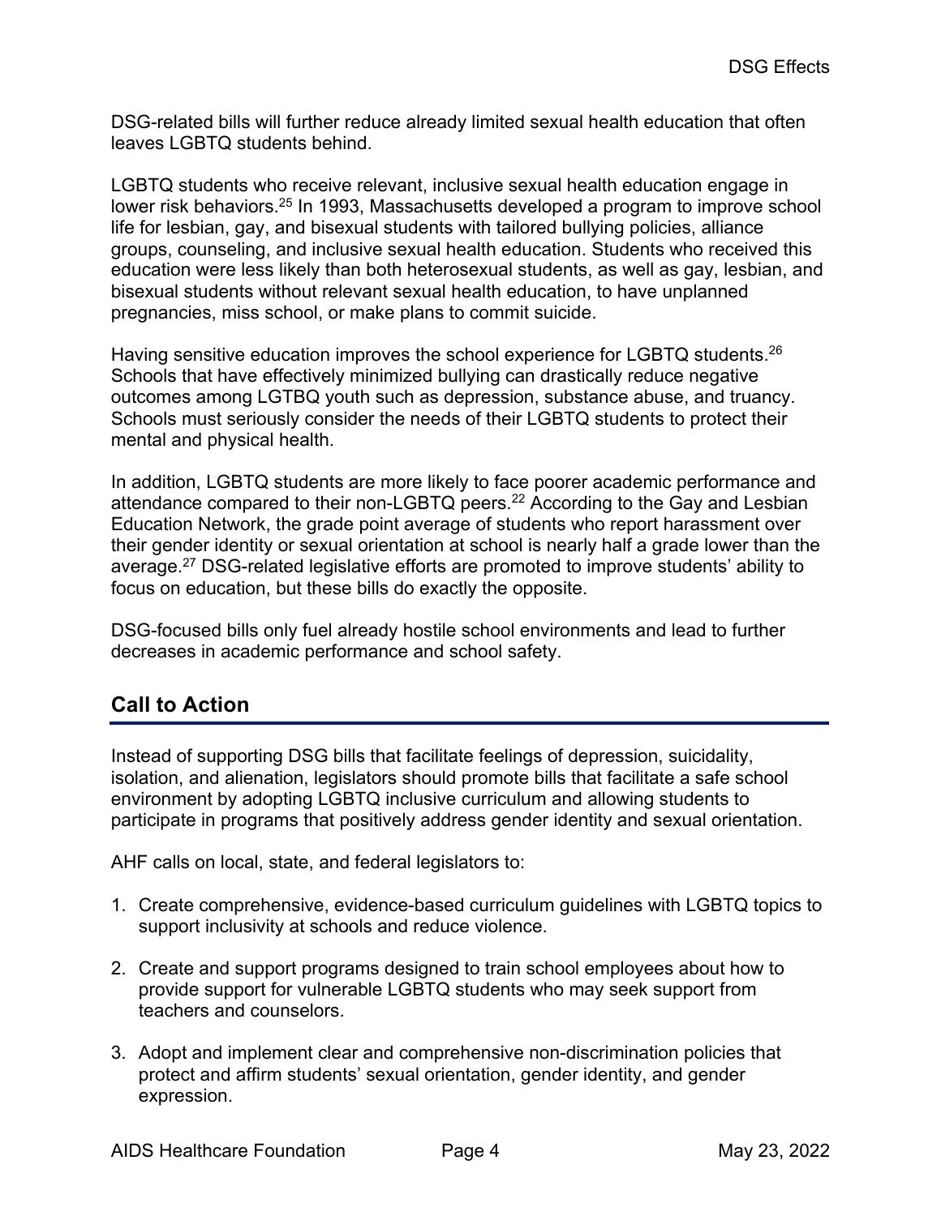DSG-related bills will further reduce already limited sexual health education that often leaves LGBTQ students behind.

LGBTQ students who receive relevant, inclusive sexual health education engage in lower risk behaviors.[25] In 1993, Massachusetts developed a program to improve school life for lesbian, gay, and bisexual students with tailored bullying policies, alliance groups, counseling, and inclusive sexual health education. Students who received this education were less likely than both heterosexual students, as well as gay, lesbian, and bisexual students without relevant sexual health education, to have unplanned pregnancies, miss school, or make plans to commit suicide.

Having sensitive education improves the school experience for LGBTQ students.[26] Schools that have effectively minimized bullying can drastically reduce negative outcomes among LGTBQ youth such as depression, substance abuse, and truancy. Schools must seriously consider the needs of their LGBTQ students to protect their mental and physical health.

In addition, LGBTQ students are more likely to face poorer academic performance and attendance compared to their non-LGBTQ peers.[22] According to the Gay and Lesbian Education Network, the grade point average of students who report harassment over their gender identity or sexual orientation at school is nearly half a grade lower than the average.[27] DSG-related legislative efforts are promoted to improve students' ability to focus on education, but these bills do exactly the opposite.

DSG-focused bills only fuel already hostile school environments and lead to further decreases in academic performance and school safety.

## Call to Action

Instead of supporting DSG bills that facilitate feelings of depression, suicidality, isolation, and alienation, legislators should promote bills that facilitate a safe school environment by adopting LGBTQ inclusive curriculum and allowing students to participate in programs that positively address gender identity and sexual orientation.

AHF calls on local, state, and federal legislators to:

1. Create comprehensive, evidence-based curriculum guidelines with LGBTQ topics to support inclusivity at schools and reduce violence.
2. Create and support programs designed to train school employees about how to provide support for vulnerable LGBTQ students who may seek support from teachers and counselors.
3. Adopt and implement clear and comprehensive non-discrimination policies that protect and affirm students' sexual orientation, gender identity, and gender expression.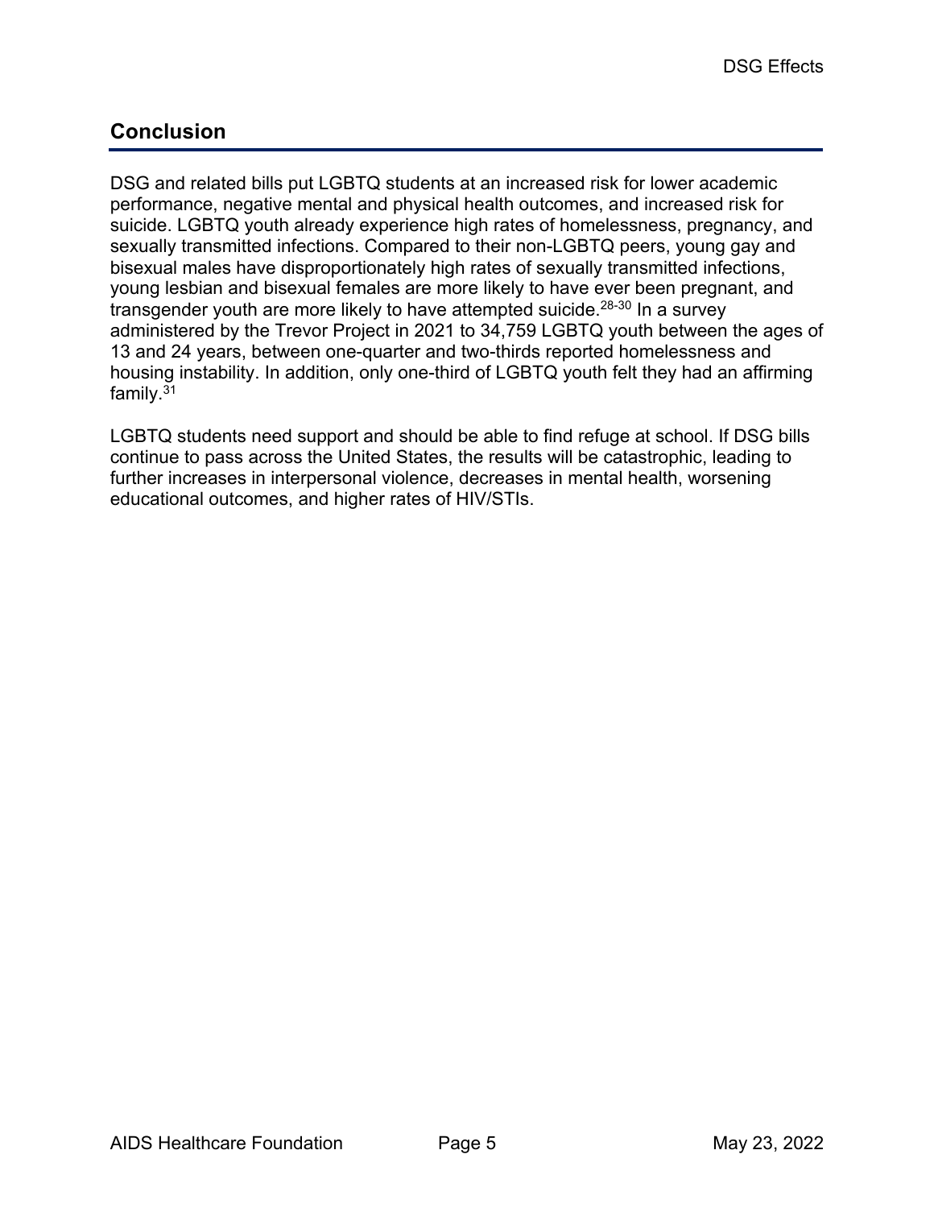## Conclusion

DSG and related bills put LGBTQ students at an increased risk for lower academic performance, negative mental and physical health outcomes, and increased risk for suicide. LGBTQ youth already experience high rates of homelessness, pregnancy, and sexually transmitted infections. Compared to their non-LGBTQ peers, young gay and bisexual males have disproportionately high rates of sexually transmitted infections, young lesbian and bisexual females are more likely to have ever been pregnant, and transgender youth are more likely to have attempted suicide.[28-30] In a survey administered by the Trevor Project in 2021 to 34,759 LGBTQ youth between the ages of 13 and 24 years, between one-quarter and two-thirds reported homelessness and housing instability. In addition, only one-third of LGBTQ youth felt they had an affirming family.[31]

LGBTQ students need support and should be able to find refuge at school. If DSG bills continue to pass across the United States, the results will be catastrophic, leading to further increases in interpersonal violence, decreases in mental health, worsening educational outcomes, and higher rates of HIV/STIs.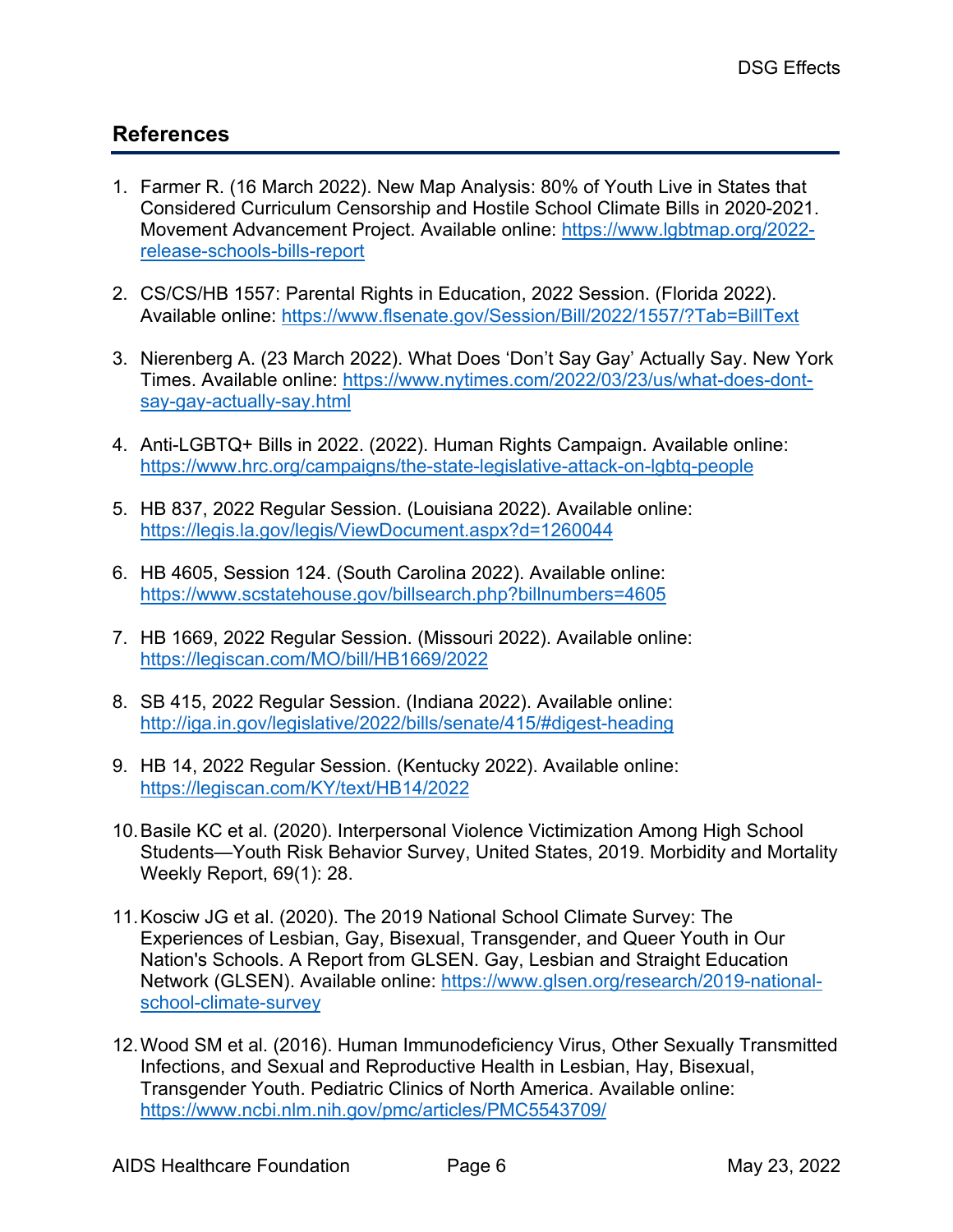## References

1. Farmer R. (16 March 2022). New Map Analysis: 80% of Youth Live in States that Considered Curriculum Censorship and Hostile School Climate Bills in 2020-2021. Movement Advancement Project. Available online: https://www.lgbtmap.org/2022-release-schools-bills-report

2. CS/CS/HB 1557: Parental Rights in Education, 2022 Session. (Florida 2022). Available online: https://www.flsenate.gov/Session/Bill/2022/1557/?Tab=BillText

3. Nierenberg A. (23 March 2022). What Does 'Don't Say Gay' Actually Say. New York Times. Available online: https://www.nytimes.com/2022/03/23/us/what-does-dont-say-gay-actually-say.html

4. Anti-LGBTQ+ Bills in 2022. (2022). Human Rights Campaign. Available online: https://www.hrc.org/campaigns/the-state-legislative-attack-on-lgbtq-people

5. HB 837, 2022 Regular Session. (Louisiana 2022). Available online: https://legis.la.gov/legis/ViewDocument.aspx?d=1260044

6. HB 4605, Session 124. (South Carolina 2022). Available online: https://www.scstatehouse.gov/billsearch.php?billnumbers=4605

7. HB 1669, 2022 Regular Session. (Missouri 2022). Available online: https://legiscan.com/MO/bill/HB1669/2022

8. SB 415, 2022 Regular Session. (Indiana 2022). Available online: http://iga.in.gov/legislative/2022/bills/senate/415/#digest-heading

9. HB 14, 2022 Regular Session. (Kentucky 2022). Available online: https://legiscan.com/KY/text/HB14/2022

10. Basile KC et al. (2020). Interpersonal Violence Victimization Among High School Students—Youth Risk Behavior Survey, United States, 2019. Morbidity and Mortality Weekly Report, 69(1): 28.

11. Kosciw JG et al. (2020). The 2019 National School Climate Survey: The Experiences of Lesbian, Gay, Bisexual, Transgender, and Queer Youth in Our Nation's Schools. A Report from GLSEN. Gay, Lesbian and Straight Education Network (GLSEN). Available online: https://www.glsen.org/research/2019-national-school-climate-survey

12. Wood SM et al. (2016). Human Immunodeficiency Virus, Other Sexually Transmitted Infections, and Sexual and Reproductive Health in Lesbian, Hay, Bisexual, Transgender Youth. Pediatric Clinics of North America. Available online: https://www.ncbi.nlm.nih.gov/pmc/articles/PMC5543709/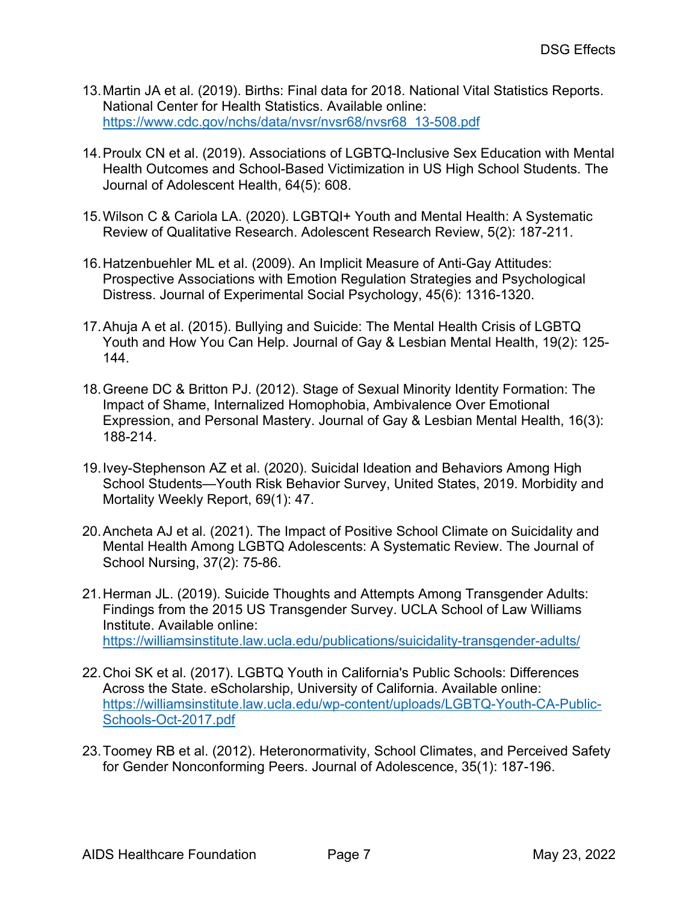13. Martin JA et al. (2019). Births: Final data for 2018. National Vital Statistics Reports. National Center for Health Statistics. Available online: https://www.cdc.gov/nchs/data/nvsr/nvsr68/nvsr68_13-508.pdf

14. Proulx CN et al. (2019). Associations of LGBTQ-Inclusive Sex Education with Mental Health Outcomes and School-Based Victimization in US High School Students. The Journal of Adolescent Health, 64(5): 608.

15. Wilson C & Cariola LA. (2020). LGBTQI+ Youth and Mental Health: A Systematic Review of Qualitative Research. Adolescent Research Review, 5(2): 187-211.

16. Hatzenbuehler ML et al. (2009). An Implicit Measure of Anti-Gay Attitudes: Prospective Associations with Emotion Regulation Strategies and Psychological Distress. Journal of Experimental Social Psychology, 45(6): 1316-1320.

17. Ahuja A et al. (2015). Bullying and Suicide: The Mental Health Crisis of LGBTQ Youth and How You Can Help. Journal of Gay & Lesbian Mental Health, 19(2): 125-144.

18. Greene DC & Britton PJ. (2012). Stage of Sexual Minority Identity Formation: The Impact of Shame, Internalized Homophobia, Ambivalence Over Emotional Expression, and Personal Mastery. Journal of Gay & Lesbian Mental Health, 16(3): 188-214.

19. Ivey-Stephenson AZ et al. (2020). Suicidal Ideation and Behaviors Among High School Students—Youth Risk Behavior Survey, United States, 2019. Morbidity and Mortality Weekly Report, 69(1): 47.

20. Ancheta AJ et al. (2021). The Impact of Positive School Climate on Suicidality and Mental Health Among LGBTQ Adolescents: A Systematic Review. The Journal of School Nursing, 37(2): 75-86.

21. Herman JL. (2019). Suicide Thoughts and Attempts Among Transgender Adults: Findings from the 2015 US Transgender Survey. UCLA School of Law Williams Institute. Available online: https://williamsinstitute.law.ucla.edu/publications/suicidality-transgender-adults/

22. Choi SK et al. (2017). LGBTQ Youth in California's Public Schools: Differences Across the State. eScholarship, University of California. Available online: https://williamsinstitute.law.ucla.edu/wp-content/uploads/LGBTQ-Youth-CA-Public-Schools-Oct-2017.pdf

23. Toomey RB et al. (2012). Heteronormativity, School Climates, and Perceived Safety for Gender Nonconforming Peers. Journal of Adolescence, 35(1): 187-196.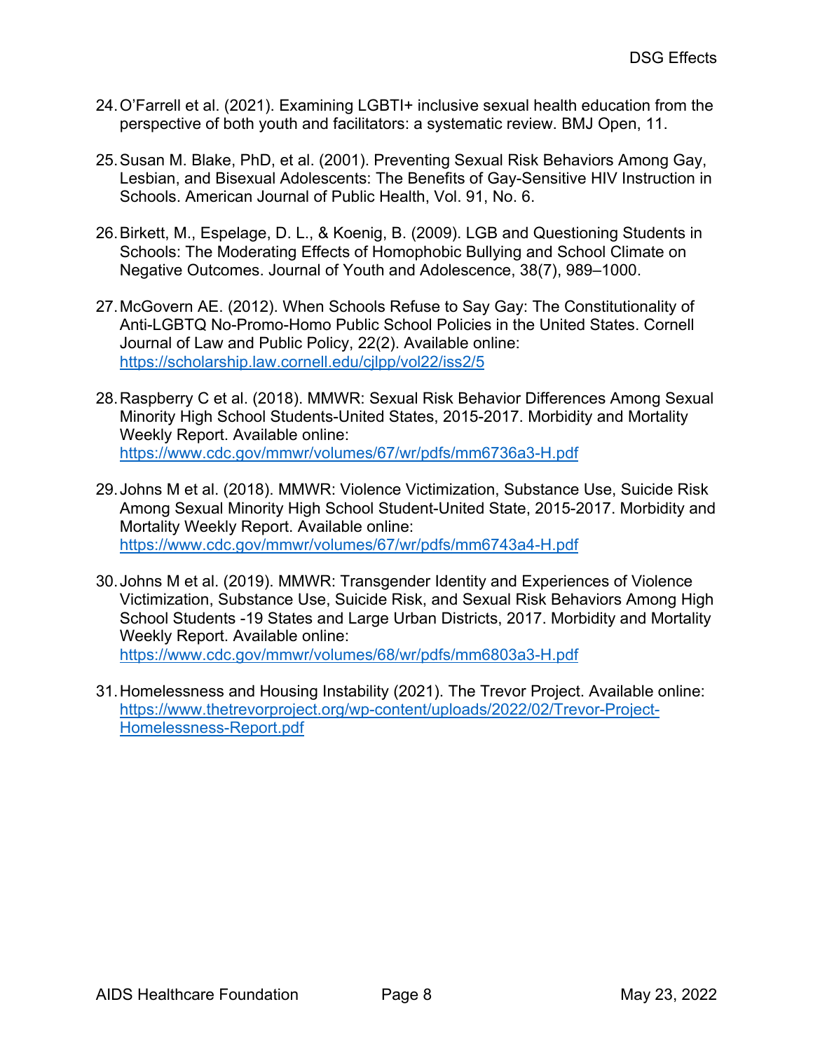24. O'Farrell et al. (2021). Examining LGBTI+ inclusive sexual health education from the perspective of both youth and facilitators: a systematic review. BMJ Open, 11.

25. Susan M. Blake, PhD, et al. (2001). Preventing Sexual Risk Behaviors Among Gay, Lesbian, and Bisexual Adolescents: The Benefits of Gay-Sensitive HIV Instruction in Schools. American Journal of Public Health, Vol. 91, No. 6.

26. Birkett, M., Espelage, D. L., & Koenig, B. (2009). LGB and Questioning Students in Schools: The Moderating Effects of Homophobic Bullying and School Climate on Negative Outcomes. Journal of Youth and Adolescence, 38(7), 989–1000.

27. McGovern AE. (2012). When Schools Refuse to Say Gay: The Constitutionality of Anti-LGBTQ No-Promo-Homo Public School Policies in the United States. Cornell Journal of Law and Public Policy, 22(2). Available online: https://scholarship.law.cornell.edu/cjlpp/vol22/iss2/5

28. Raspberry C et al. (2018). MMWR: Sexual Risk Behavior Differences Among Sexual Minority High School Students-United States, 2015-2017. Morbidity and Mortality Weekly Report. Available online: https://www.cdc.gov/mmwr/volumes/67/wr/pdfs/mm6736a3-H.pdf

29. Johns M et al. (2018). MMWR: Violence Victimization, Substance Use, Suicide Risk Among Sexual Minority High School Student-United State, 2015-2017. Morbidity and Mortality Weekly Report. Available online: https://www.cdc.gov/mmwr/volumes/67/wr/pdfs/mm6743a4-H.pdf

30. Johns M et al. (2019). MMWR: Transgender Identity and Experiences of Violence Victimization, Substance Use, Suicide Risk, and Sexual Risk Behaviors Among High School Students -19 States and Large Urban Districts, 2017. Morbidity and Mortality Weekly Report. Available online: https://www.cdc.gov/mmwr/volumes/68/wr/pdfs/mm6803a3-H.pdf

31. Homelessness and Housing Instability (2021). The Trevor Project. Available online: https://www.thetrevorproject.org/wp-content/uploads/2022/02/Trevor-Project-Homelessness-Report.pdf